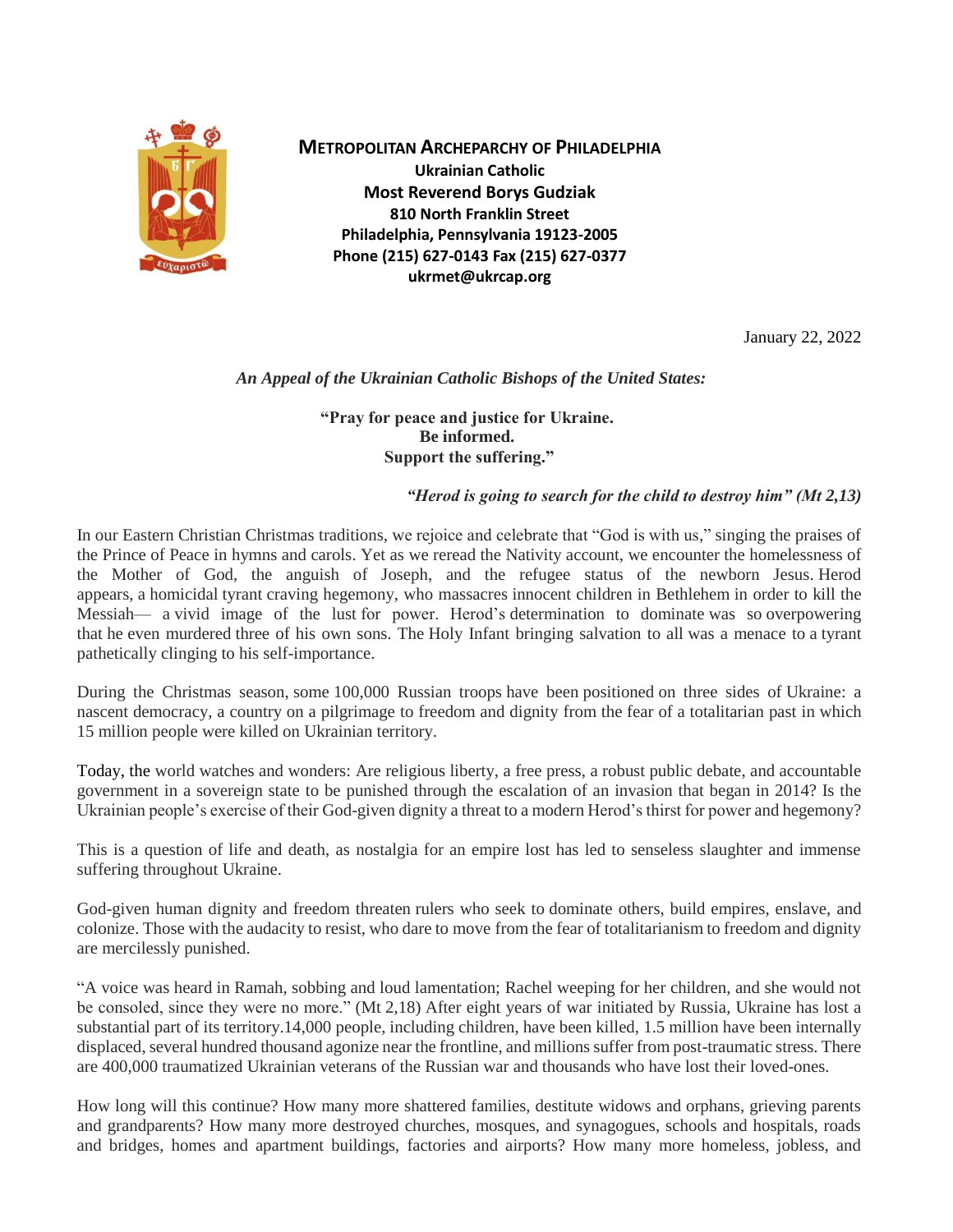**METROPOLITAN ARCHEPARCHY OF PHILADELPHIA**
**Ukrainian Catholic**
**Most Reverend Borys Gudziak**
**810 North Franklin Street**
**Philadelphia, Pennsylvania 19123-2005**
**Phone (215) 627-0143 Fax (215) 627-0377**
**ukrmet@ukrcap.org**

January 22, 2022

***An Appeal of the Ukrainian Catholic Bishops of the United States:***

**"Pray for peace and justice for Ukraine.**
**Be informed.**
**Support the suffering."**

***"Herod is going to search for the child to destroy him" (Mt 2,13)***

In our Eastern Christian Christmas traditions, we rejoice and celebrate that "God is with us," singing the praises of the Prince of Peace in hymns and carols. Yet as we reread the Nativity account, we encounter the homelessness of the Mother of God, the anguish of Joseph, and the refugee status of the newborn Jesus. Herod appears, a homicidal tyrant craving hegemony, who massacres innocent children in Bethlehem in order to kill the Messiah— a vivid image of the lust for power. Herod's determination to dominate was so overpowering that he even murdered three of his own sons. The Holy Infant bringing salvation to all was a menace to a tyrant pathetically clinging to his self-importance.

During the Christmas season, some 100,000 Russian troops have been positioned on three sides of Ukraine: a nascent democracy, a country on a pilgrimage to freedom and dignity from the fear of a totalitarian past in which 15 million people were killed on Ukrainian territory.

Today, the world watches and wonders: Are religious liberty, a free press, a robust public debate, and accountable government in a sovereign state to be punished through the escalation of an invasion that began in 2014? Is the Ukrainian people's exercise of their God-given dignity a threat to a modern Herod's thirst for power and hegemony?

This is a question of life and death, as nostalgia for an empire lost has led to senseless slaughter and immense suffering throughout Ukraine.

God-given human dignity and freedom threaten rulers who seek to dominate others, build empires, enslave, and colonize. Those with the audacity to resist, who dare to move from the fear of totalitarianism to freedom and dignity are mercilessly punished.

"A voice was heard in Ramah, sobbing and loud lamentation; Rachel weeping for her children, and she would not be consoled, since they were no more." (Mt 2,18) After eight years of war initiated by Russia, Ukraine has lost a substantial part of its territory.14,000 people, including children, have been killed, 1.5 million have been internally displaced, several hundred thousand agonize near the frontline, and millions suffer from post-traumatic stress. There are 400,000 traumatized Ukrainian veterans of the Russian war and thousands who have lost their loved-ones.

How long will this continue? How many more shattered families, destitute widows and orphans, grieving parents and grandparents? How many more destroyed churches, mosques, and synagogues, schools and hospitals, roads and bridges, homes and apartment buildings, factories and airports? How many more homeless, jobless, and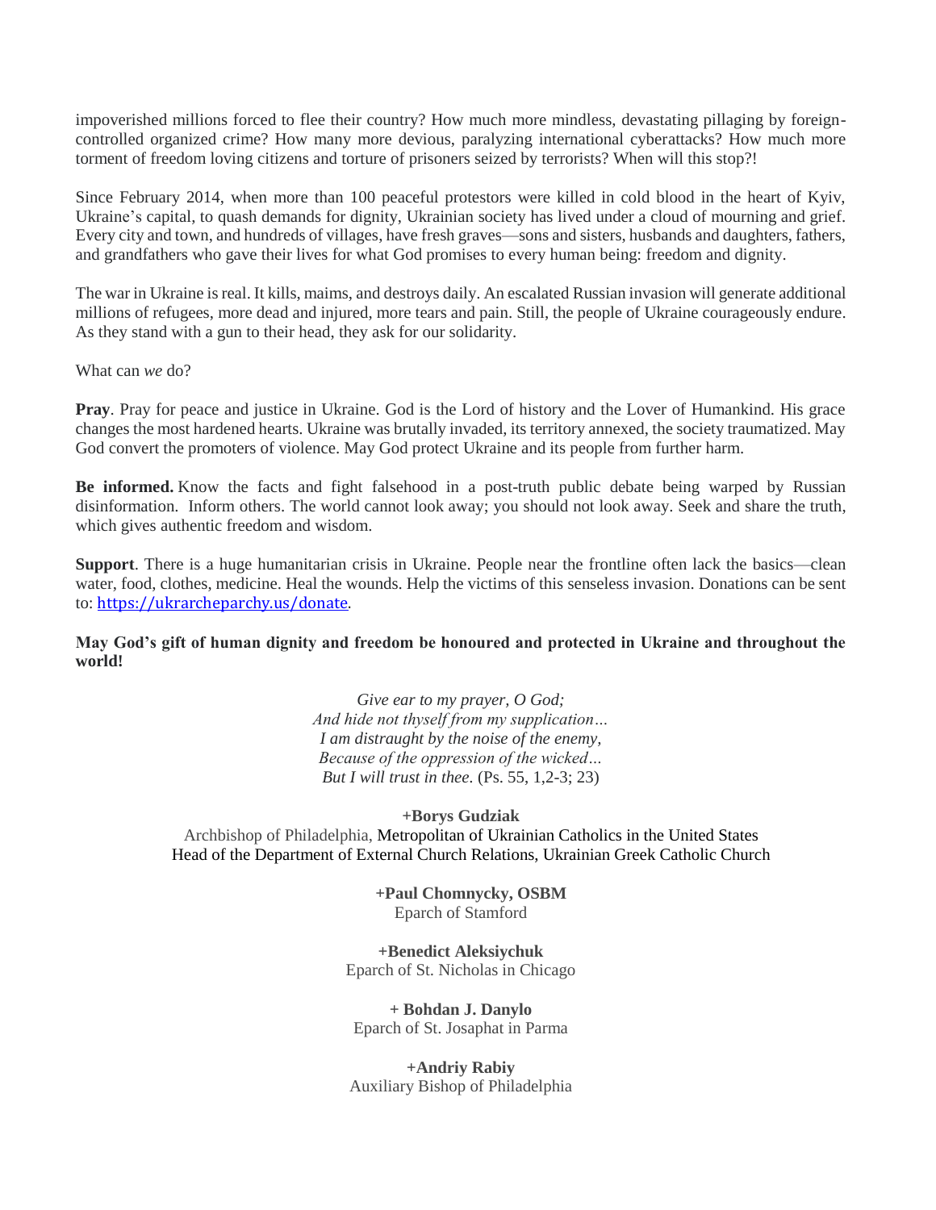impoverished millions forced to flee their country? How much more mindless, devastating pillaging by foreign-controlled organized crime? How many more devious, paralyzing international cyberattacks? How much more torment of freedom loving citizens and torture of prisoners seized by terrorists? When will this stop?!

Since February 2014, when more than 100 peaceful protestors were killed in cold blood in the heart of Kyiv, Ukraine's capital, to quash demands for dignity, Ukrainian society has lived under a cloud of mourning and grief. Every city and town, and hundreds of villages, have fresh graves—sons and sisters, husbands and daughters, fathers, and grandfathers who gave their lives for what God promises to every human being: freedom and dignity.

The war in Ukraine is real. It kills, maims, and destroys daily. An escalated Russian invasion will generate additional millions of refugees, more dead and injured, more tears and pain. Still, the people of Ukraine courageously endure. As they stand with a gun to their head, they ask for our solidarity.

What can *we* do?

**Pray**. Pray for peace and justice in Ukraine. God is the Lord of history and the Lover of Humankind. His grace changes the most hardened hearts. Ukraine was brutally invaded, its territory annexed, the society traumatized. May God convert the promoters of violence. May God protect Ukraine and its people from further harm.

**Be informed.** Know the facts and fight falsehood in a post-truth public debate being warped by Russian disinformation. Inform others. The world cannot look away; you should not look away. Seek and share the truth, which gives authentic freedom and wisdom.

**Support**. There is a huge humanitarian crisis in Ukraine. People near the frontline often lack the basics—clean water, food, clothes, medicine. Heal the wounds. Help the victims of this senseless invasion. Donations can be sent to: https://ukrarcheparchy.us/donate.

**May God's gift of human dignity and freedom be honoured and protected in Ukraine and throughout the world!**

*Give ear to my prayer, O God;*
*And hide not thyself from my supplication…*
*I am distraught by the noise of the enemy,*
*Because of the oppression of the wicked…*
*But I will trust in thee.* (Ps. 55, 1,2-3; 23)

**+Borys Gudziak**
Archbishop of Philadelphia, Metropolitan of Ukrainian Catholics in the United States
Head of the Department of External Church Relations, Ukrainian Greek Catholic Church

**+Paul Chomnycky, OSBM**
Eparch of Stamford

**+Benedict Aleksiychuk**
Eparch of St. Nicholas in Chicago

**+ Bohdan J. Danylo**
Eparch of St. Josaphat in Parma

**+Andriy Rabiy**
Auxiliary Bishop of Philadelphia